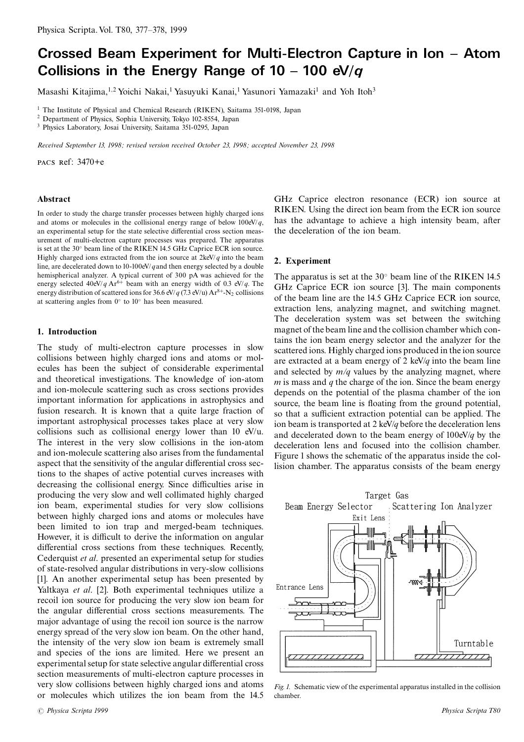# Crossed Beam Experiment for Multi-Electron Capture in Ion – Atom Collisions in the Energy Range of 10 – 100 eV/$q$

Masashi Kitajima,[1,2] Yoichi Nakai,[1] Yasuyuki Kanai,[1] Yasunori Yamazaki[1] and Yoh Itoh[3]

[1] The Institute of Physical and Chemical Research (RIKEN), Saitama 351-0198, Japan
[2] Department of Physics, Sophia University, Tokyo 102-8554, Japan
[3] Physics Laboratory, Josai University, Saitama 351-0295, Japan

*Received September 13, 1998; revised version received October 23, 1998; accepted November 23, 1998*

PACS Ref: 3470+e

### Abstract

In order to study the charge transfer processes between highly charged ions and atoms or molecules in the collisional energy range of below 100eV/$q$, an experimental setup for the state selective differential cross section measurement of multi-electron capture processes was prepared. The apparatus is set at the 30° beam line of the RIKEN 14.5 GHz Caprice ECR ion source. Highly charged ions extracted from the ion source at 2keV/$q$ into the beam line, are decelerated down to 10-100eV/$q$ and then energy selected by a double hemispherical analyzer. A typical current of 300 pA was achieved for the energy selected 40eV/$q$ $Ar^{6+}$ beam with an energy width of 0.3 eV/$q$. The energy distribution of scattered ions for 36.6 eV/$q$ (7.3 eV/u) $Ar^{8+}$-$N_2$ collisions at scattering angles from 0° to 10° has been measured.

## 1. Introduction

The study of multi-electron capture processes in slow collisions between highly charged ions and atoms or molecules has been the subject of considerable experimental and theoretical investigations. The knowledge of ion-atom and ion-molecule scattering such as cross sections provides important information for applications in astrophysics and fusion research. It is known that a quite large fraction of important astrophysical processes takes place at very slow collisions such as collisional energy lower than 10 eV/u. The interest in the very slow collisions in the ion-atom and ion-molecule scattering also arises from the fundamental aspect that the sensitivity of the angular differential cross sections to the shapes of active potential curves increases with decreasing the collisional energy. Since difficulties arise in producing the very slow and well collimated highly charged ion beam, experimental studies for very slow collisions between highly charged ions and atoms or molecules have been limited to ion trap and merged-beam techniques. However, it is difficult to derive the information on angular differential cross sections from these techniques. Recently, Cederquist *et al*. presented an experimental setup for studies of state-resolved angular distributions in very-slow collisions [1]. An another experimental setup has been presented by Yaltkaya *et al*. [2]. Both experimental techniques utilize a recoil ion source for producing the very slow ion beam for the angular differential cross sections measurements. The major advantage of using the recoil ion source is the narrow energy spread of the very slow ion beam. On the other hand, the intensity of the very slow ion beam is extremely small and species of the ions are limited. Here we present an experimental setup for state selective angular differential cross section measurements of multi-electron capture processes in very slow collisions between highly charged ions and atoms or molecules which utilizes the ion beam from the 14.5 GHz Caprice electron resonance (ECR) ion source at RIKEN. Using the direct ion beam from the ECR ion source has the advantage to achieve a high intensity beam, after the deceleration of the ion beam.

## 2. Experiment

The apparatus is set at the 30° beam line of the RIKEN 14.5 GHz Caprice ECR ion source [3]. The main components of the beam line are the 14.5 GHz Caprice ECR ion source, extraction lens, analyzing magnet, and switching magnet. The deceleration system was set between the switching magnet of the beam line and the collision chamber which contains the ion beam energy selector and the analyzer for the scattered ions. Highly charged ions produced in the ion source are extracted at a beam energy of 2 keV/$q$ into the beam line and selected by $m/q$ values by the analyzing magnet, where $m$ is mass and $q$ the charge of the ion. Since the beam energy depends on the potential of the plasma chamber of the ion source, the beam line is floating from the ground potential, so that a sufficient extraction potential can be applied. The ion beam is transported at 2 keV/$q$ before the deceleration lens and decelerated down to the beam energy of 100eV/$q$ by the deceleration lens and focused into the collision chamber. Figure 1 shows the schematic of the apparatus inside the collision chamber. The apparatus consists of the beam energy

*Fig. 1.* Schematic view of the experimental apparatus installed in the collision chamber.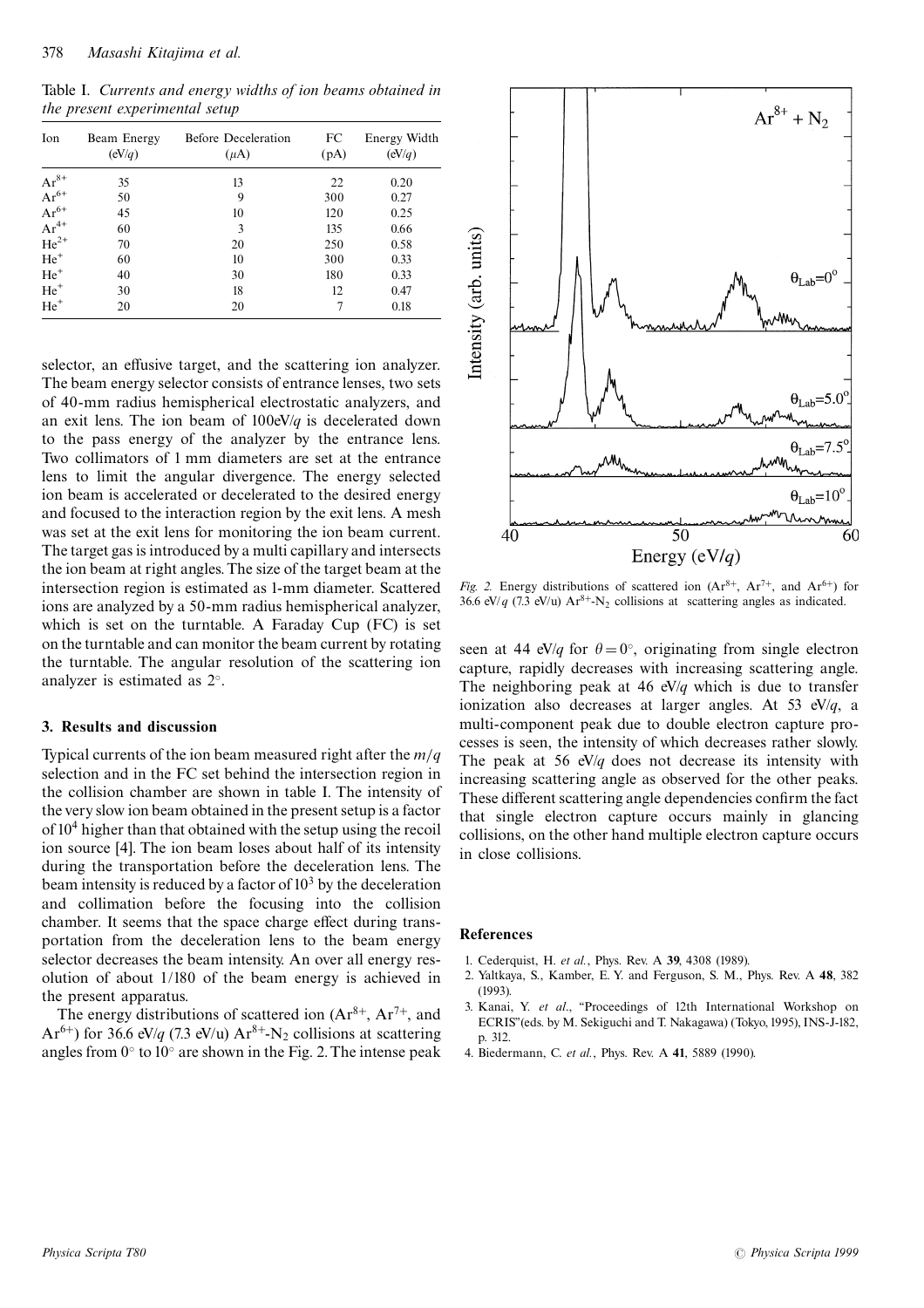Table I. *Currents and energy widths of ion beams obtained in the present experimental setup*

| Ion | Beam Energy (eV/$q$) | Before Deceleration ($\mu$A) | FC (pA) | Energy Width (eV/$q$) |
|---|---|---|---|---|
| $Ar^{8+}$ | 35 | 13 | 22 | 0.20 |
| $Ar^{6+}$ | 50 | 9 | 300 | 0.27 |
| $Ar^{6+}$ | 45 | 10 | 120 | 0.25 |
| $Ar^{4+}$ | 60 | 3 | 135 | 0.66 |
| $He^{2+}$ | 70 | 20 | 250 | 0.58 |
| $He^{+}$ | 60 | 10 | 300 | 0.33 |
| $He^{+}$ | 40 | 30 | 180 | 0.33 |
| $He^{+}$ | 30 | 18 | 12 | 0.47 |
| $He^{+}$ | 20 | 20 | 7 | 0.18 |

selector, an effusive target, and the scattering ion analyzer. The beam energy selector consists of entrance lenses, two sets of 40-mm radius hemispherical electrostatic analyzers, and an exit lens. The ion beam of 100eV/$q$ is decelerated down to the pass energy of the analyzer by the entrance lens. Two collimators of 1 mm diameters are set at the entrance lens to limit the angular divergence. The energy selected ion beam is accelerated or decelerated to the desired energy and focused to the interaction region by the exit lens. A mesh was set at the exit lens for monitoring the ion beam current. The target gas is introduced by a multi capillary and intersects the ion beam at right angles. The size of the target beam at the intersection region is estimated as 1-mm diameter. Scattered ions are analyzed by a 50-mm radius hemispherical analyzer, which is set on the turntable. A Faraday Cup (FC) is set on the turntable and can monitor the beam current by rotating the turntable. The angular resolution of the scattering ion analyzer is estimated as 2°.

### 3. Results and discussion

Typical currents of the ion beam measured right after the $m/q$ selection and in the FC set behind the intersection region in the collision chamber are shown in table I. The intensity of the very slow ion beam obtained in the present setup is a factor of $10^4$ higher than that obtained with the setup using the recoil ion source [4]. The ion beam loses about half of its intensity during the transportation before the deceleration lens. The beam intensity is reduced by a factor of $10^3$ by the deceleration and collimation before the focusing into the collision chamber. It seems that the space charge effect during transportation from the deceleration lens to the beam energy selector decreases the beam intensity. An over all energy resolution of about 1/180 of the beam energy is achieved in the present apparatus.

The energy distributions of scattered ion ($Ar^{8+}$, $Ar^{7+}$, and $Ar^{6+}$) for 36.6 eV/$q$ (7.3 eV/u) $Ar^{8+}$-$N_2$ collisions at scattering angles from 0° to 10° are shown in the Fig. 2. The intense peak seen at 44 eV/$q$ for $\theta = 0°$, originating from single electron capture, rapidly decreases with increasing scattering angle. The neighboring peak at 46 eV/$q$ which is due to transfer ionization also decreases at larger angles. At 53 eV/$q$, a multi-component peak due to double electron capture processes is seen, the intensity of which decreases rather slowly. The peak at 56 eV/$q$ does not decrease its intensity with increasing scattering angle as observed for the other peaks. These different scattering angle dependencies confirm the fact that single electron capture occurs mainly in glancing collisions, on the other hand multiple electron capture occurs in close collisions.

$Ar^{8+} + N_2$

Intensity (arb. units)

$\theta_{Lab}$=0°

$\theta_{Lab}$=5.0°

$\theta_{Lab}$=7.5°

$\theta_{Lab}$=10°

40 50 60

Energy (eV/$q$)

*Fig. 2.* Energy distributions of scattered ion ($Ar^{8+}$, $Ar^{7+}$, and $Ar^{6+}$) for 36.6 eV/$q$ (7.3 eV/u) $Ar^{8+}$-$N_2$ collisions at scattering angles as indicated.

### References

1. Cederquist, H. *et al.*, Phys. Rev. A **39**, 4308 (1989).
2. Yaltkaya, S., Kamber, E. Y. and Ferguson, S. M., Phys. Rev. A **48**, 382 (1993).
3. Kanai, Y. *et al.*, "Proceedings of 12th International Workshop on ECRIS" (eds. by M. Sekiguchi and T. Nakagawa) (Tokyo, 1995), INS-J-182, p. 312.
4. Biedermann, C. *et al.*, Phys. Rev. A **41**, 5889 (1990).